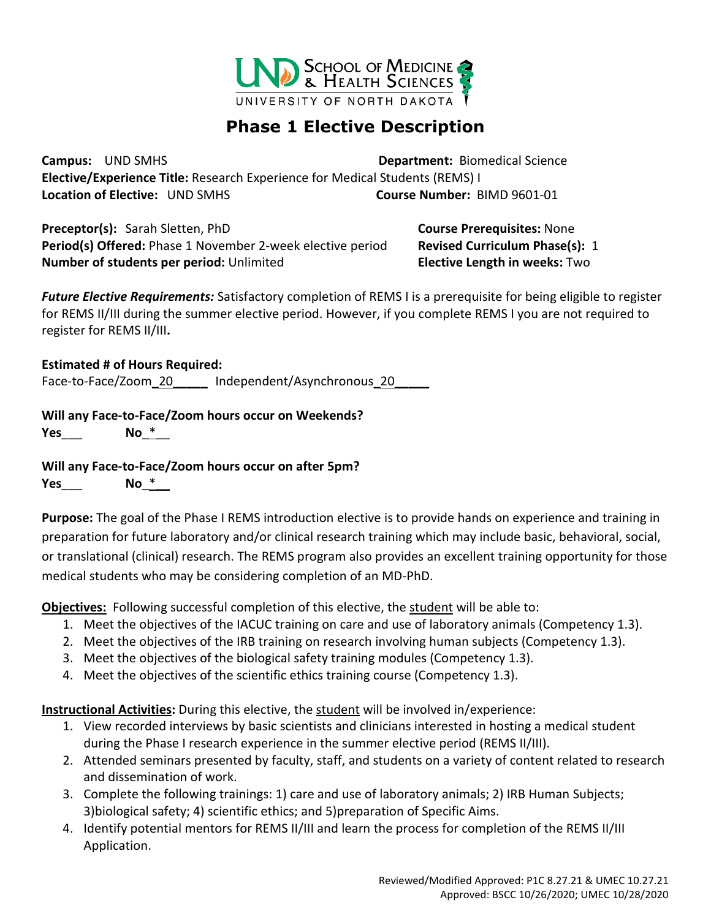# Phase 1 Elective Description

**Campus:** UND SMHS **Department:** Biomedical Science
**Elective/Experience Title:** Research Experience for Medical Students (REMS) I
**Location of Elective:** UND SMHS **Course Number:** BIMD 9601-01

**Preceptor(s):** Sarah Sletten, PhD
**Period(s) Offered:** Phase 1 November 2-week elective period
**Number of students per period:** Unlimited

**Course Prerequisites:** None
**Revised Curriculum Phase(s):** 1
**Elective Length in weeks:** Two

***Future Elective Requirements:*** Satisfactory completion of REMS I is a prerequisite for being eligible to register for REMS II/III during the summer elective period. However, if you complete REMS I you are not required to register for REMS II/III**.**

**Estimated # of Hours Required:**
Face-to-Face/Zoom_20_____ Independent/Asynchronous_20_____

**Will any Face-to-Face/Zoom hours occur on Weekends?**
**Yes**___ **No**_*__

**Will any Face-to-Face/Zoom hours occur on after 5pm?**
**Yes**___ **No**_*__

**Purpose:** The goal of the Phase I REMS introduction elective is to provide hands on experience and training in preparation for future laboratory and/or clinical research training which may include basic, behavioral, social, or translational (clinical) research. The REMS program also provides an excellent training opportunity for those medical students who may be considering completion of an MD-PhD.

**Objectives:** Following successful completion of this elective, the student will be able to:

1. Meet the objectives of the IACUC training on care and use of laboratory animals (Competency 1.3).
2. Meet the objectives of the IRB training on research involving human subjects (Competency 1.3).
3. Meet the objectives of the biological safety training modules (Competency 1.3).
4. Meet the objectives of the scientific ethics training course (Competency 1.3).

**Instructional Activities:** During this elective, the student will be involved in/experience:

1. View recorded interviews by basic scientists and clinicians interested in hosting a medical student during the Phase I research experience in the summer elective period (REMS II/III).
2. Attended seminars presented by faculty, staff, and students on a variety of content related to research and dissemination of work.
3. Complete the following trainings: 1) care and use of laboratory animals; 2) IRB Human Subjects; 3)biological safety; 4) scientific ethics; and 5)preparation of Specific Aims.
4. Identify potential mentors for REMS II/III and learn the process for completion of the REMS II/III Application.

Reviewed/Modified Approved: P1C 8.27.21 & UMEC 10.27.21
Approved: BSCC 10/26/2020; UMEC 10/28/2020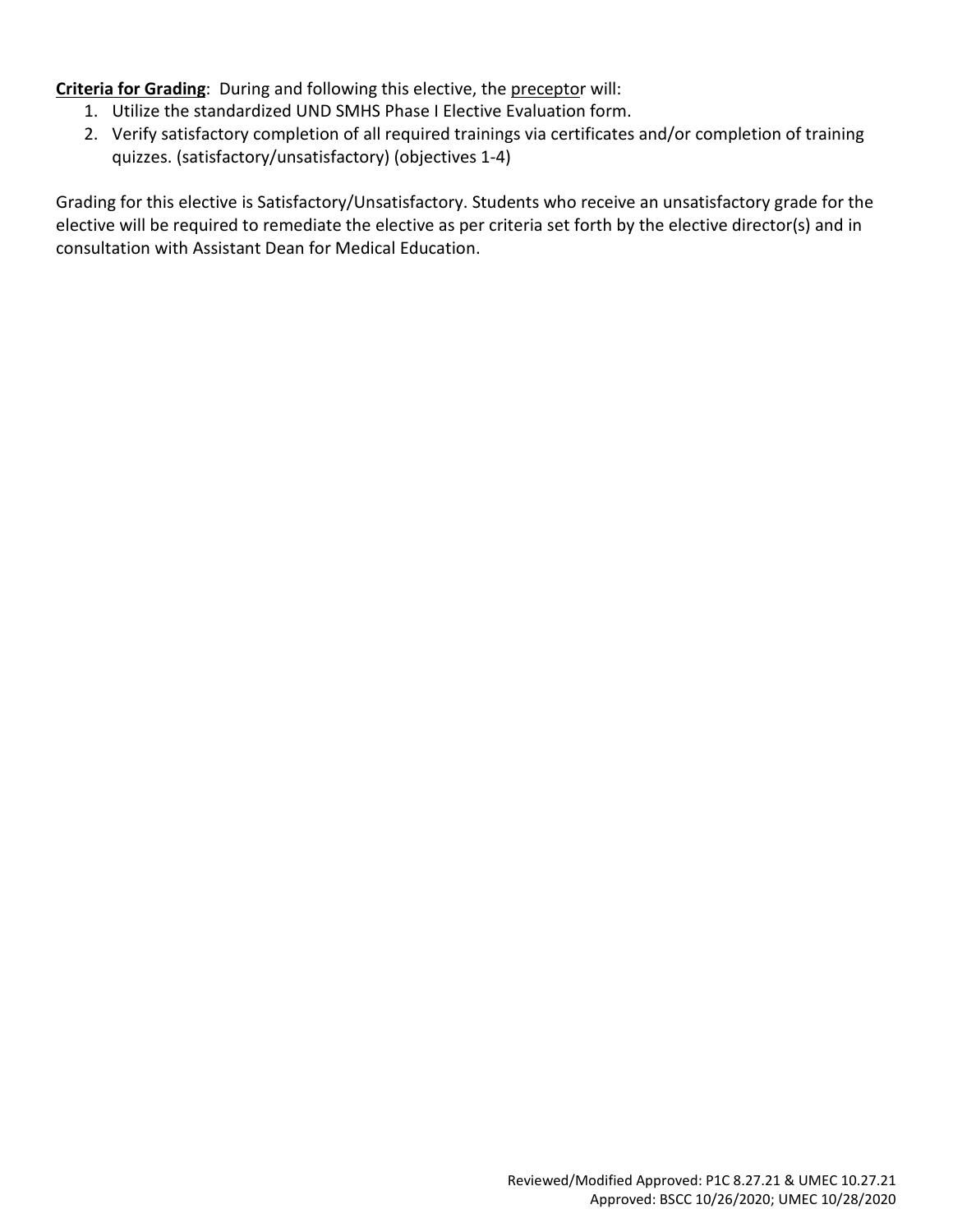**Criteria for Grading**: During and following this elective, the preceptor will:

1. Utilize the standardized UND SMHS Phase I Elective Evaluation form.
2. Verify satisfactory completion of all required trainings via certificates and/or completion of training quizzes. (satisfactory/unsatisfactory) (objectives 1-4)

Grading for this elective is Satisfactory/Unsatisfactory. Students who receive an unsatisfactory grade for the elective will be required to remediate the elective as per criteria set forth by the elective director(s) and in consultation with Assistant Dean for Medical Education.

Reviewed/Modified Approved: P1C 8.27.21 & UMEC 10.27.21
Approved: BSCC 10/26/2020; UMEC 10/28/2020